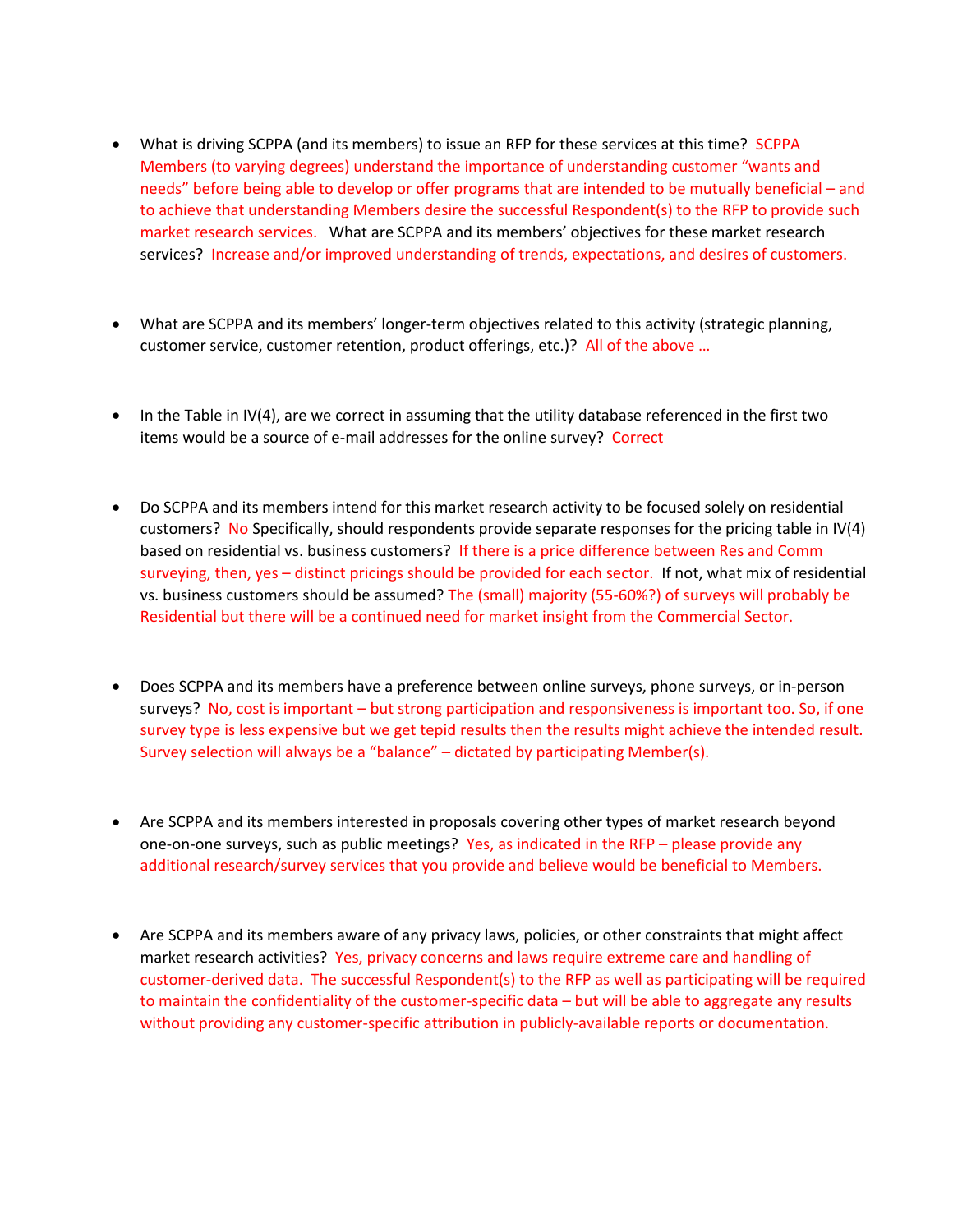- What is driving SCPPA (and its members) to issue an RFP for these services at this time? SCPPA Members (to varying degrees) understand the importance of understanding customer "wants and needs" before being able to develop or offer programs that are intended to be mutually beneficial – and to achieve that understanding Members desire the successful Respondent(s) to the RFP to provide such market research services. What are SCPPA and its members' objectives for these market research services? Increase and/or improved understanding of trends, expectations, and desires of customers.

- What are SCPPA and its members' longer-term objectives related to this activity (strategic planning, customer service, customer retention, product offerings, etc.)? All of the above …

- In the Table in IV(4), are we correct in assuming that the utility database referenced in the first two items would be a source of e-mail addresses for the online survey? Correct

- Do SCPPA and its members intend for this market research activity to be focused solely on residential customers? No Specifically, should respondents provide separate responses for the pricing table in IV(4) based on residential vs. business customers? If there is a price difference between Res and Comm surveying, then, yes – distinct pricings should be provided for each sector. If not, what mix of residential vs. business customers should be assumed? The (small) majority (55-60%?) of surveys will probably be Residential but there will be a continued need for market insight from the Commercial Sector.

- Does SCPPA and its members have a preference between online surveys, phone surveys, or in-person surveys? No, cost is important – but strong participation and responsiveness is important too. So, if one survey type is less expensive but we get tepid results then the results might achieve the intended result. Survey selection will always be a "balance" – dictated by participating Member(s).

- Are SCPPA and its members interested in proposals covering other types of market research beyond one-on-one surveys, such as public meetings? Yes, as indicated in the RFP – please provide any additional research/survey services that you provide and believe would be beneficial to Members.

- Are SCPPA and its members aware of any privacy laws, policies, or other constraints that might affect market research activities? Yes, privacy concerns and laws require extreme care and handling of customer-derived data. The successful Respondent(s) to the RFP as well as participating will be required to maintain the confidentiality of the customer-specific data – but will be able to aggregate any results without providing any customer-specific attribution in publicly-available reports or documentation.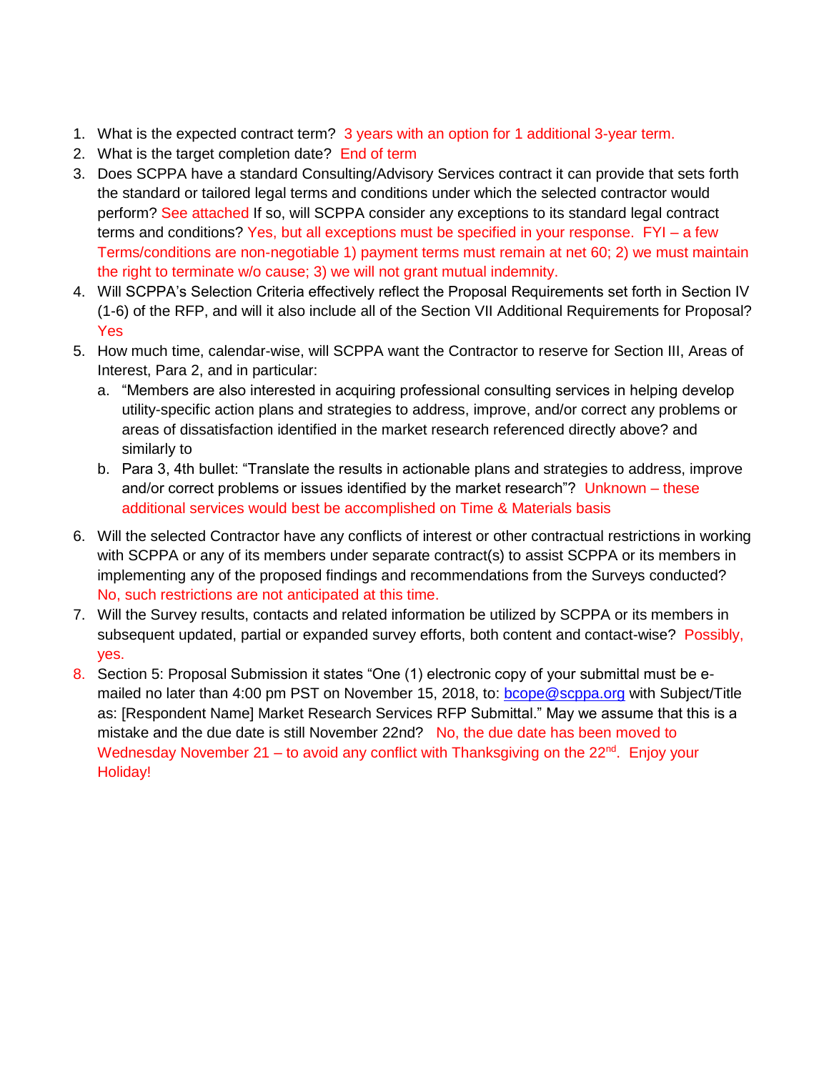1. What is the expected contract term? 3 years with an option for 1 additional 3-year term.
2. What is the target completion date? End of term
3. Does SCPPA have a standard Consulting/Advisory Services contract it can provide that sets forth the standard or tailored legal terms and conditions under which the selected contractor would perform? See attached If so, will SCPPA consider any exceptions to its standard legal contract terms and conditions? Yes, but all exceptions must be specified in your response. FYI – a few Terms/conditions are non-negotiable 1) payment terms must remain at net 60; 2) we must maintain the right to terminate w/o cause; 3) we will not grant mutual indemnity.
4. Will SCPPA's Selection Criteria effectively reflect the Proposal Requirements set forth in Section IV (1-6) of the RFP, and will it also include all of the Section VII Additional Requirements for Proposal? Yes
5. How much time, calendar-wise, will SCPPA want the Contractor to reserve for Section III, Areas of Interest, Para 2, and in particular:
   a. "Members are also interested in acquiring professional consulting services in helping develop utility-specific action plans and strategies to address, improve, and/or correct any problems or areas of dissatisfaction identified in the market research referenced directly above? and similarly to
   b. Para 3, 4th bullet: "Translate the results in actionable plans and strategies to address, improve and/or correct problems or issues identified by the market research"? Unknown – these additional services would best be accomplished on Time & Materials basis
6. Will the selected Contractor have any conflicts of interest or other contractual restrictions in working with SCPPA or any of its members under separate contract(s) to assist SCPPA or its members in implementing any of the proposed findings and recommendations from the Surveys conducted? No, such restrictions are not anticipated at this time.
7. Will the Survey results, contacts and related information be utilized by SCPPA or its members in subsequent updated, partial or expanded survey efforts, both content and contact-wise? Possibly, yes.
8. Section 5: Proposal Submission it states "One (1) electronic copy of your submittal must be e-mailed no later than 4:00 pm PST on November 15, 2018, to: bcope@scppa.org with Subject/Title as: [Respondent Name] Market Research Services RFP Submittal." May we assume that this is a mistake and the due date is still November 22nd? No, the due date has been moved to Wednesday November 21 – to avoid any conflict with Thanksgiving on the 22nd. Enjoy your Holiday!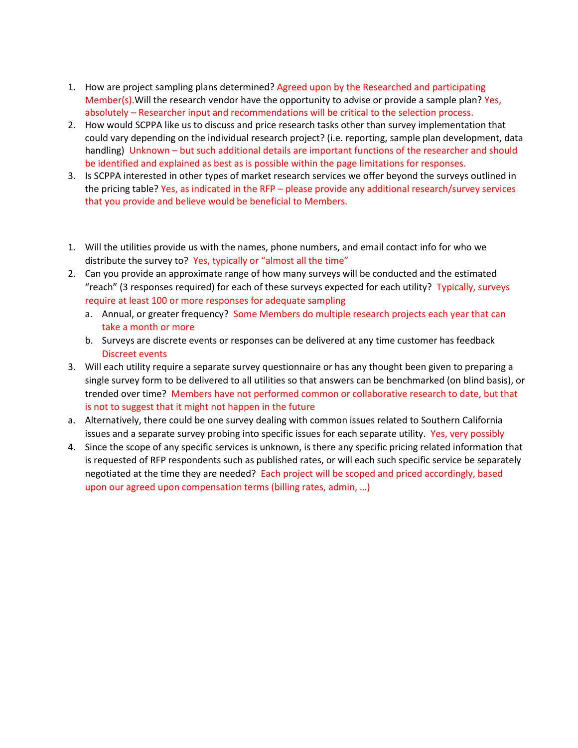1. How are project sampling plans determined? Agreed upon by the Researched and participating Member(s).Will the research vendor have the opportunity to advise or provide a sample plan? Yes, absolutely – Researcher input and recommendations will be critical to the selection process.
2. How would SCPPA like us to discuss and price research tasks other than survey implementation that could vary depending on the individual research project? (i.e. reporting, sample plan development, data handling) Unknown – but such additional details are important functions of the researcher and should be identified and explained as best as is possible within the page limitations for responses.
3. Is SCPPA interested in other types of market research services we offer beyond the surveys outlined in the pricing table? Yes, as indicated in the RFP – please provide any additional research/survey services that you provide and believe would be beneficial to Members.

1. Will the utilities provide us with the names, phone numbers, and email contact info for who we distribute the survey to? Yes, typically or "almost all the time"
2. Can you provide an approximate range of how many surveys will be conducted and the estimated "reach" (3 responses required) for each of these surveys expected for each utility? Typically, surveys require at least 100 or more responses for adequate sampling
   a. Annual, or greater frequency? Some Members do multiple research projects each year that can take a month or more
   b. Surveys are discrete events or responses can be delivered at any time customer has feedback Discreet events
3. Will each utility require a separate survey questionnaire or has any thought been given to preparing a single survey form to be delivered to all utilities so that answers can be benchmarked (on blind basis), or trended over time? Members have not performed common or collaborative research to date, but that is not to suggest that it might not happen in the future

a. Alternatively, there could be one survey dealing with common issues related to Southern California issues and a separate survey probing into specific issues for each separate utility. Yes, very possibly

4. Since the scope of any specific services is unknown, is there any specific pricing related information that is requested of RFP respondents such as published rates, or will each such specific service be separately negotiated at the time they are needed? Each project will be scoped and priced accordingly, based upon our agreed upon compensation terms (billing rates, admin, …)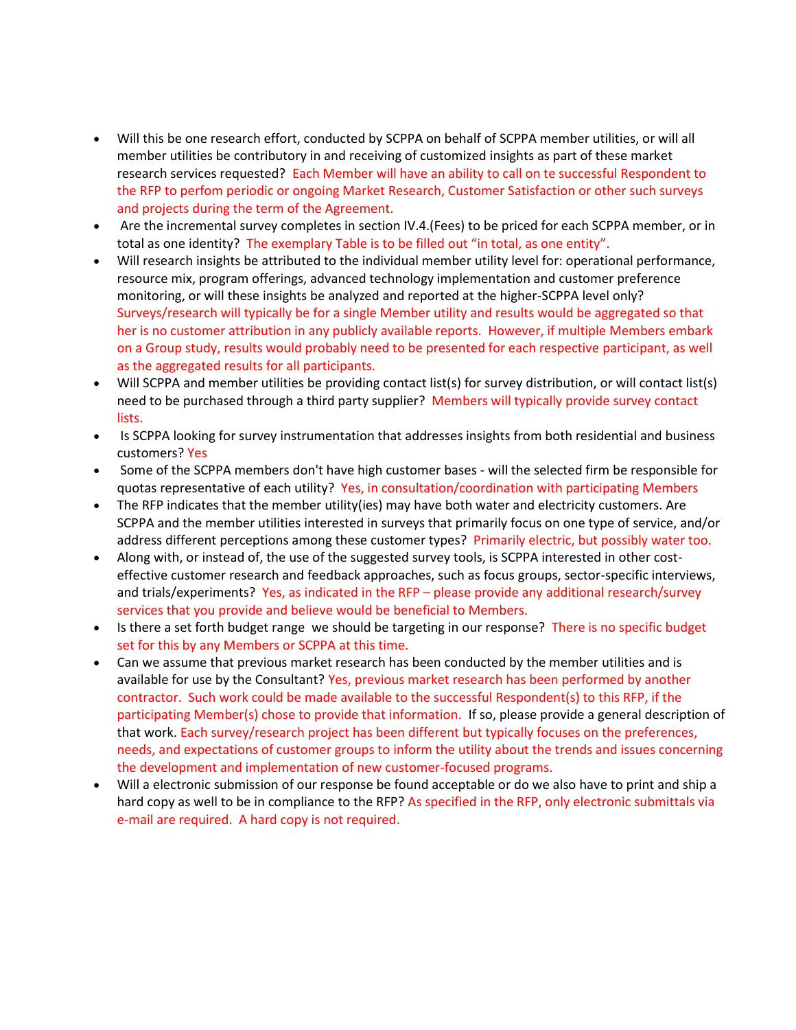- Will this be one research effort, conducted by SCPPA on behalf of SCPPA member utilities, or will all member utilities be contributory in and receiving of customized insights as part of these market research services requested? Each Member will have an ability to call on te successful Respondent to the RFP to perfom periodic or ongoing Market Research, Customer Satisfaction or other such surveys and projects during the term of the Agreement.
- Are the incremental survey completes in section IV.4.(Fees) to be priced for each SCPPA member, or in total as one identity? The exemplary Table is to be filled out "in total, as one entity".
- Will research insights be attributed to the individual member utility level for: operational performance, resource mix, program offerings, advanced technology implementation and customer preference monitoring, or will these insights be analyzed and reported at the higher-SCPPA level only? Surveys/research will typically be for a single Member utility and results would be aggregated so that her is no customer attribution in any publicly available reports. However, if multiple Members embark on a Group study, results would probably need to be presented for each respective participant, as well as the aggregated results for all participants.
- Will SCPPA and member utilities be providing contact list(s) for survey distribution, or will contact list(s) need to be purchased through a third party supplier? Members will typically provide survey contact lists.
- Is SCPPA looking for survey instrumentation that addresses insights from both residential and business customers? Yes
- Some of the SCPPA members don't have high customer bases - will the selected firm be responsible for quotas representative of each utility? Yes, in consultation/coordination with participating Members
- The RFP indicates that the member utility(ies) may have both water and electricity customers. Are SCPPA and the member utilities interested in surveys that primarily focus on one type of service, and/or address different perceptions among these customer types? Primarily electric, but possibly water too.
- Along with, or instead of, the use of the suggested survey tools, is SCPPA interested in other cost-effective customer research and feedback approaches, such as focus groups, sector-specific interviews, and trials/experiments? Yes, as indicated in the RFP – please provide any additional research/survey services that you provide and believe would be beneficial to Members.
- Is there a set forth budget range we should be targeting in our response? There is no specific budget set for this by any Members or SCPPA at this time.
- Can we assume that previous market research has been conducted by the member utilities and is available for use by the Consultant? Yes, previous market research has been performed by another contractor. Such work could be made available to the successful Respondent(s) to this RFP, if the participating Member(s) chose to provide that information. If so, please provide a general description of that work. Each survey/research project has been different but typically focuses on the preferences, needs, and expectations of customer groups to inform the utility about the trends and issues concerning the development and implementation of new customer-focused programs.
- Will a electronic submission of our response be found acceptable or do we also have to print and ship a hard copy as well to be in compliance to the RFP? As specified in the RFP, only electronic submittals via e-mail are required. A hard copy is not required.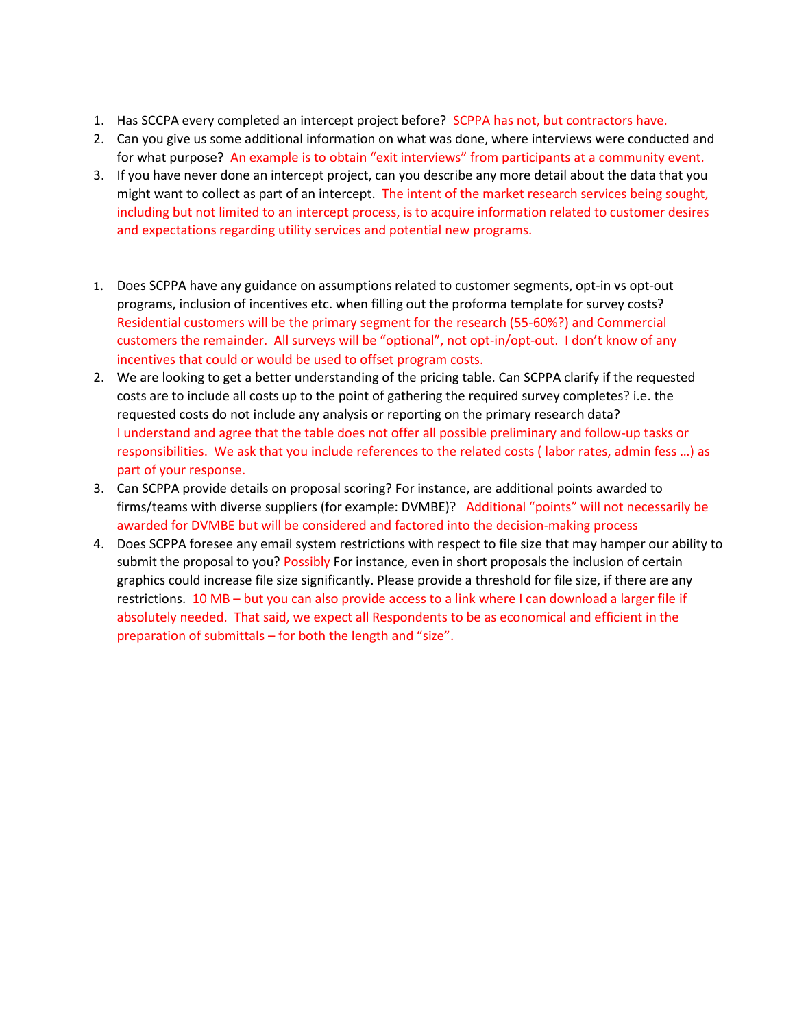1. Has SCCPA every completed an intercept project before? SCPPA has not, but contractors have.
2. Can you give us some additional information on what was done, where interviews were conducted and for what purpose? An example is to obtain "exit interviews" from participants at a community event.
3. If you have never done an intercept project, can you describe any more detail about the data that you might want to collect as part of an intercept. The intent of the market research services being sought, including but not limited to an intercept process, is to acquire information related to customer desires and expectations regarding utility services and potential new programs.

1. Does SCPPA have any guidance on assumptions related to customer segments, opt-in vs opt-out programs, inclusion of incentives etc. when filling out the proforma template for survey costs? Residential customers will be the primary segment for the research (55-60%?) and Commercial customers the remainder. All surveys will be "optional", not opt-in/opt-out. I don't know of any incentives that could or would be used to offset program costs.
2. We are looking to get a better understanding of the pricing table. Can SCPPA clarify if the requested costs are to include all costs up to the point of gathering the required survey completes? i.e. the requested costs do not include any analysis or reporting on the primary research data? I understand and agree that the table does not offer all possible preliminary and follow-up tasks or responsibilities. We ask that you include references to the related costs ( labor rates, admin fess …) as part of your response.
3. Can SCPPA provide details on proposal scoring? For instance, are additional points awarded to firms/teams with diverse suppliers (for example: DVMBE)? Additional "points" will not necessarily be awarded for DVMBE but will be considered and factored into the decision-making process
4. Does SCPPA foresee any email system restrictions with respect to file size that may hamper our ability to submit the proposal to you? Possibly For instance, even in short proposals the inclusion of certain graphics could increase file size significantly. Please provide a threshold for file size, if there are any restrictions. 10 MB – but you can also provide access to a link where I can download a larger file if absolutely needed. That said, we expect all Respondents to be as economical and efficient in the preparation of submittals – for both the length and "size".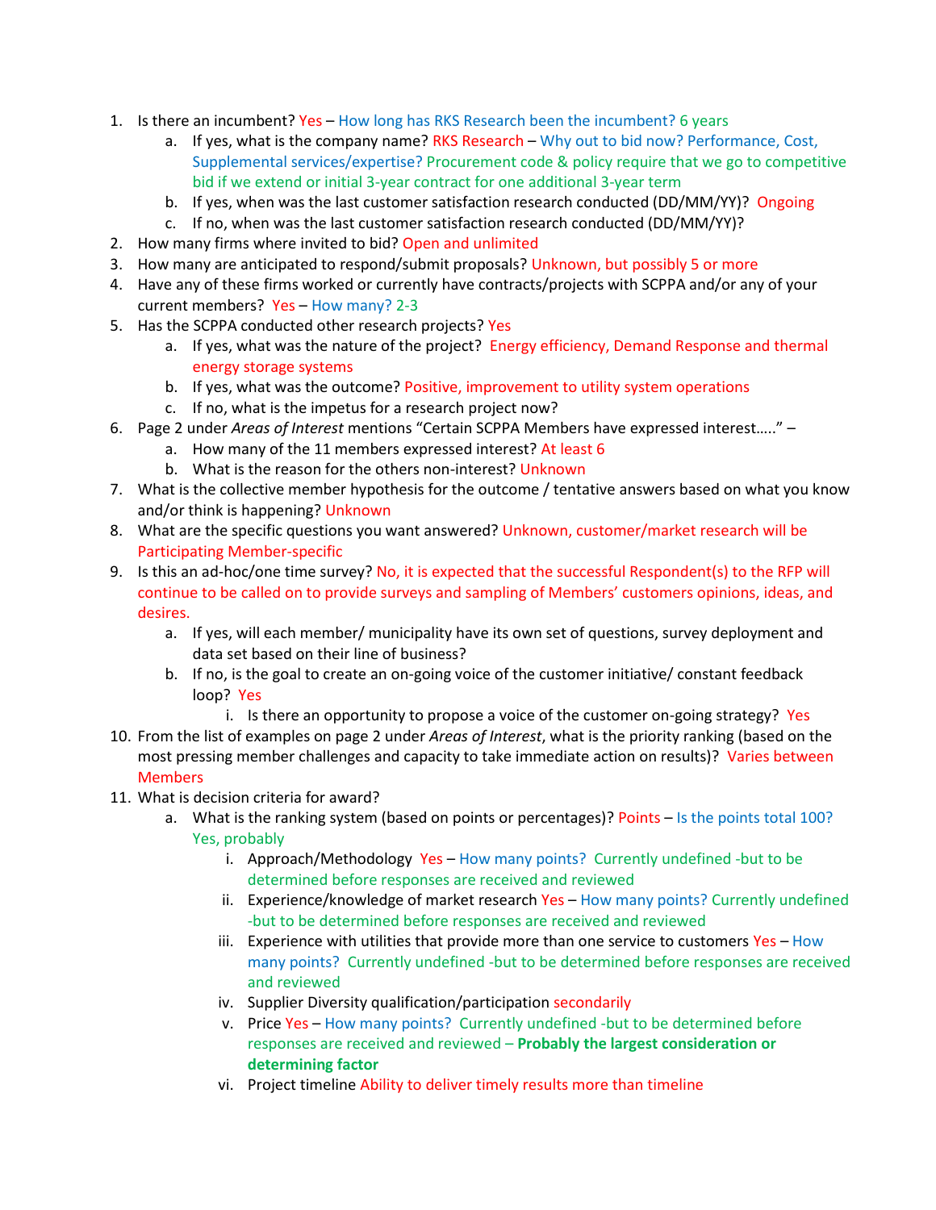1. Is there an incumbent? Yes – How long has RKS Research been the incumbent? 6 years
   a. If yes, what is the company name? RKS Research – Why out to bid now? Performance, Cost, Supplemental services/expertise? Procurement code & policy require that we go to competitive bid if we extend or initial 3-year contract for one additional 3-year term
   b. If yes, when was the last customer satisfaction research conducted (DD/MM/YY)? Ongoing
   c. If no, when was the last customer satisfaction research conducted (DD/MM/YY)?
2. How many firms where invited to bid? Open and unlimited
3. How many are anticipated to respond/submit proposals? Unknown, but possibly 5 or more
4. Have any of these firms worked or currently have contracts/projects with SCPPA and/or any of your current members? Yes – How many? 2-3
5. Has the SCPPA conducted other research projects? Yes
   a. If yes, what was the nature of the project? Energy efficiency, Demand Response and thermal energy storage systems
   b. If yes, what was the outcome? Positive, improvement to utility system operations
   c. If no, what is the impetus for a research project now?
6. Page 2 under *Areas of Interest* mentions "Certain SCPPA Members have expressed interest….." –
   a. How many of the 11 members expressed interest? At least 6
   b. What is the reason for the others non-interest? Unknown
7. What is the collective member hypothesis for the outcome / tentative answers based on what you know and/or think is happening? Unknown
8. What are the specific questions you want answered? Unknown, customer/market research will be Participating Member-specific
9. Is this an ad-hoc/one time survey? No, it is expected that the successful Respondent(s) to the RFP will continue to be called on to provide surveys and sampling of Members' customers opinions, ideas, and desires.
   a. If yes, will each member/ municipality have its own set of questions, survey deployment and data set based on their line of business?
   b. If no, is the goal to create an on-going voice of the customer initiative/ constant feedback loop? Yes
      i. Is there an opportunity to propose a voice of the customer on-going strategy? Yes
10. From the list of examples on page 2 under *Areas of Interest*, what is the priority ranking (based on the most pressing member challenges and capacity to take immediate action on results)? Varies between Members
11. What is decision criteria for award?
    a. What is the ranking system (based on points or percentages)? Points – Is the points total 100? Yes, probably
       i. Approach/Methodology Yes – How many points? Currently undefined -but to be determined before responses are received and reviewed
       ii. Experience/knowledge of market research Yes – How many points? Currently undefined -but to be determined before responses are received and reviewed
       iii. Experience with utilities that provide more than one service to customers Yes – How many points? Currently undefined -but to be determined before responses are received and reviewed
       iv. Supplier Diversity qualification/participation secondarily
       v. Price Yes – How many points? Currently undefined -but to be determined before responses are received and reviewed – **Probably the largest consideration or determining factor**
       vi. Project timeline Ability to deliver timely results more than timeline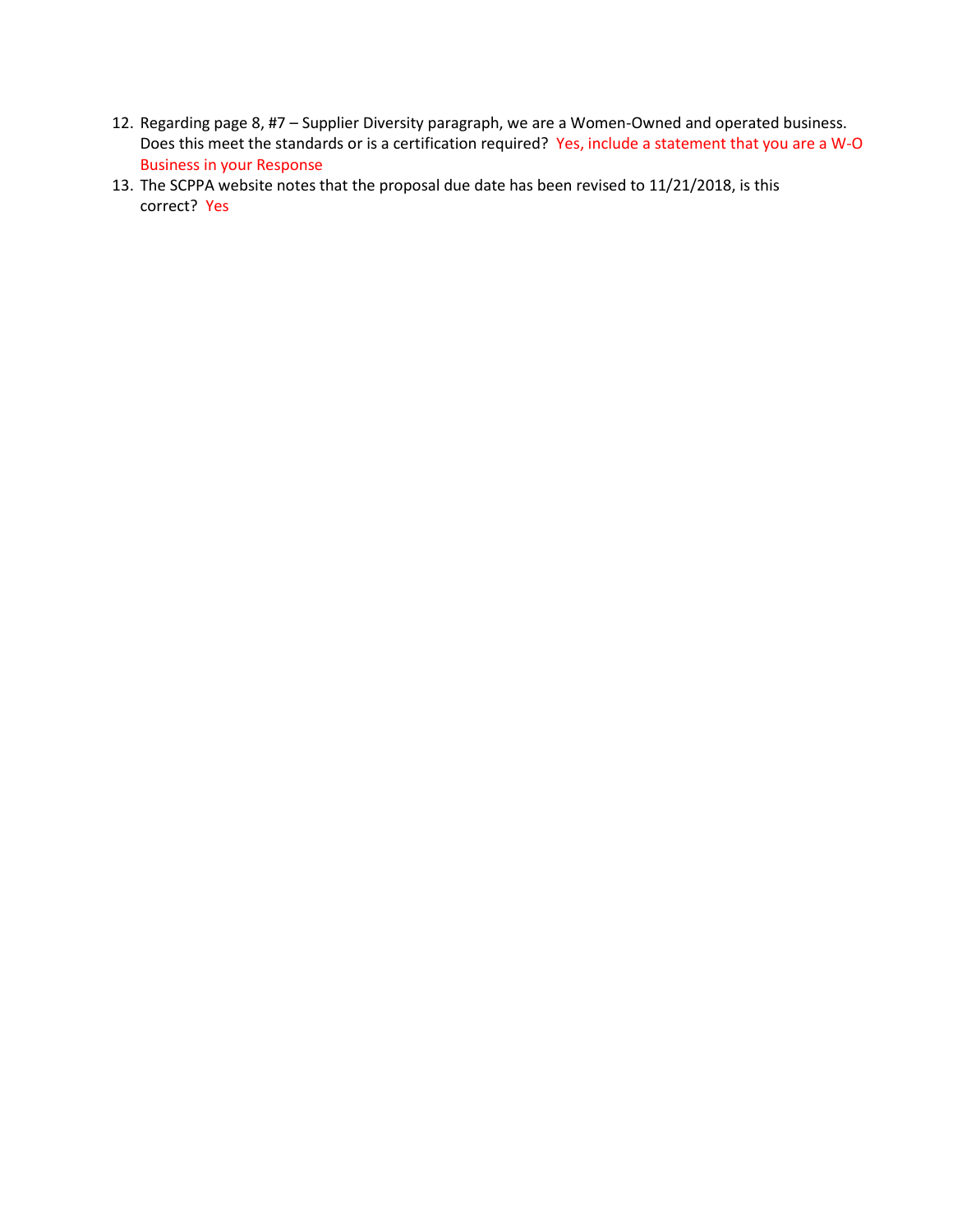12. Regarding page 8, #7 – Supplier Diversity paragraph, we are a Women-Owned and operated business. Does this meet the standards or is a certification required? Yes, include a statement that you are a W-O Business in your Response
13. The SCPPA website notes that the proposal due date has been revised to 11/21/2018, is this correct? Yes